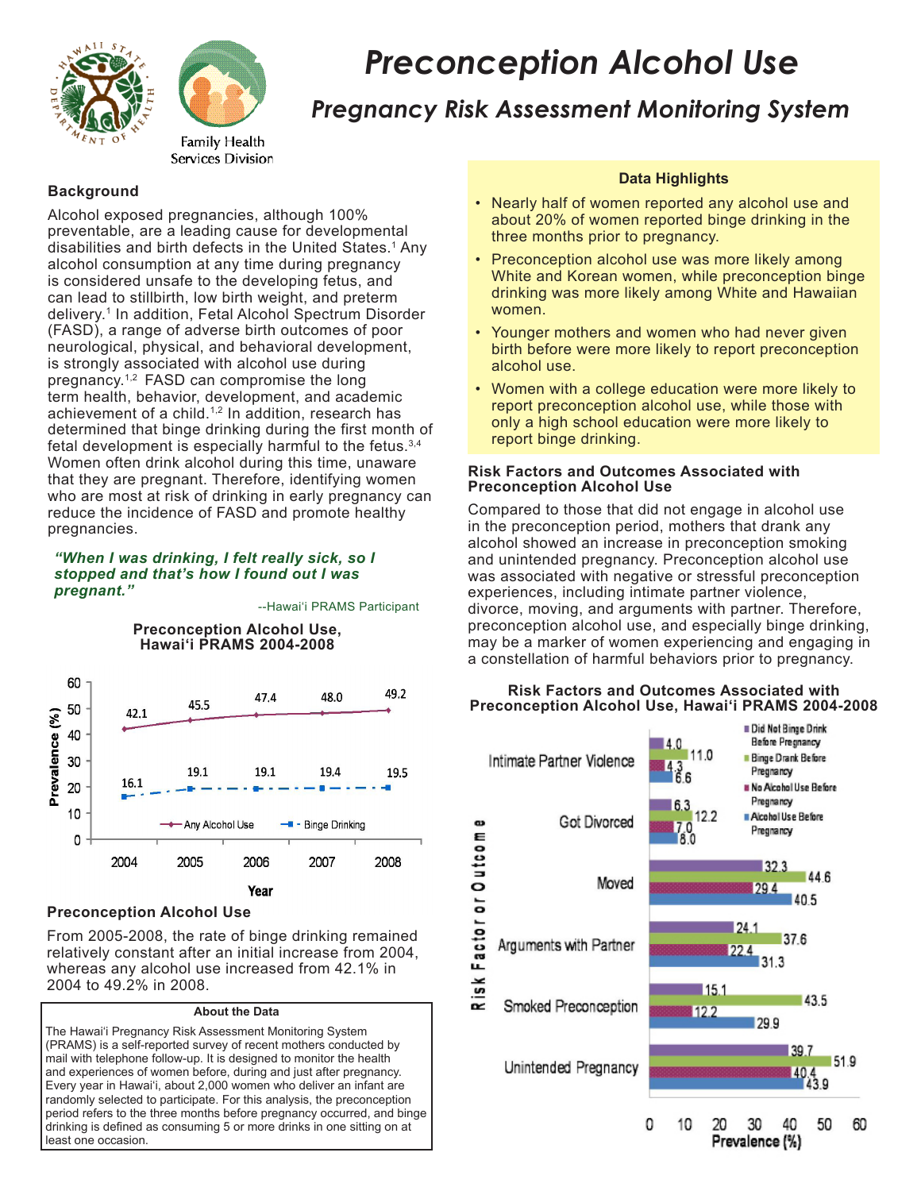# Preconception Alcohol Use

## Pregnancy Risk Assessment Monitoring System

Family Health Services Division

### Background

Alcohol exposed pregnancies, although 100% preventable, are a leading cause for developmental disabilities and birth defects in the United States.[1] Any alcohol consumption at any time during pregnancy is considered unsafe to the developing fetus, and can lead to stillbirth, low birth weight, and preterm delivery.[1] In addition, Fetal Alcohol Spectrum Disorder (FASD), a range of adverse birth outcomes of poor neurological, physical, and behavioral development, is strongly associated with alcohol use during pregnancy.[1,2] FASD can compromise the long term health, behavior, development, and academic achievement of a child.[1,2] In addition, research has determined that binge drinking during the first month of fetal development is especially harmful to the fetus.[3,4] Women often drink alcohol during this time, unaware that they are pregnant. Therefore, identifying women who are most at risk of drinking in early pregnancy can reduce the incidence of FASD and promote healthy pregnancies.

***"When I was drinking, I felt really sick, so I stopped and that's how I found out I was pregnant."***

--Hawai'i PRAMS Participant

**Preconception Alcohol Use, Hawai'i PRAMS 2004-2008**

| Year | Any Alcohol Use (%) | Binge Drinking (%) |
|---|---|---|
| 2004 | 42.1 | 16.1 |
| 2005 | 45.5 | 19.1 |
| 2006 | 47.4 | 19.1 |
| 2007 | 48.0 | 19.4 |
| 2008 | 49.2 | 19.5 |

### Preconception Alcohol Use

From 2005-2008, the rate of binge drinking remained relatively constant after an initial increase from 2004, whereas any alcohol use increased from 42.1% in 2004 to 49.2% in 2008.

**About the Data**

The Hawai'i Pregnancy Risk Assessment Monitoring System (PRAMS) is a self-reported survey of recent mothers conducted by mail with telephone follow-up. It is designed to monitor the health and experiences of women before, during and just after pregnancy. Every year in Hawai'i, about 2,000 women who deliver an infant are randomly selected to participate. For this analysis, the preconception period refers to the three months before pregnancy occurred, and binge drinking is defined as consuming 5 or more drinks in one sitting on at least one occasion.

### Data Highlights

- Nearly half of women reported any alcohol use and about 20% of women reported binge drinking in the three months prior to pregnancy.
- Preconception alcohol use was more likely among White and Korean women, while preconception binge drinking was more likely among White and Hawaiian women.
- Younger mothers and women who had never given birth before were more likely to report preconception alcohol use.
- Women with a college education were more likely to report preconception alcohol use, while those with only a high school education were more likely to report binge drinking.

### Risk Factors and Outcomes Associated with Preconception Alcohol Use

Compared to those that did not engage in alcohol use in the preconception period, mothers that drank any alcohol showed an increase in preconception smoking and unintended pregnancy. Preconception alcohol use was associated with negative or stressful preconception experiences, including intimate partner violence, divorce, moving, and arguments with partner. Therefore, preconception alcohol use, and especially binge drinking, may be a marker of women experiencing and engaging in a constellation of harmful behaviors prior to pregnancy.

**Risk Factors and Outcomes Associated with Preconception Alcohol Use, Hawai'i PRAMS 2004-2008**

Prevalence (%)

| Risk Factor or Outcome | Did Not Binge Drink Before Pregnancy | Binge Drank Before Pregnancy | No Alcohol Use Before Pregnancy | Alcohol Use Before Pregnancy |
|---|---|---|---|---|
| Intimate Partner Violence | 4.0 | 11.0 | 4.3 | 6.6 |
| Got Divorced | 6.3 | 12.2 | 7.0 | 8.0 |
| Moved | 32.3 | 44.6 | 29.4 | 40.5 |
| Arguments with Partner | 24.1 | 37.6 | 22.4 | 31.3 |
| Smoked Preconception | 15.1 | 43.5 | 12.2 | 29.9 |
| Unintended Pregnancy | 39.7 | 51.9 | 40.4 | 43.9 |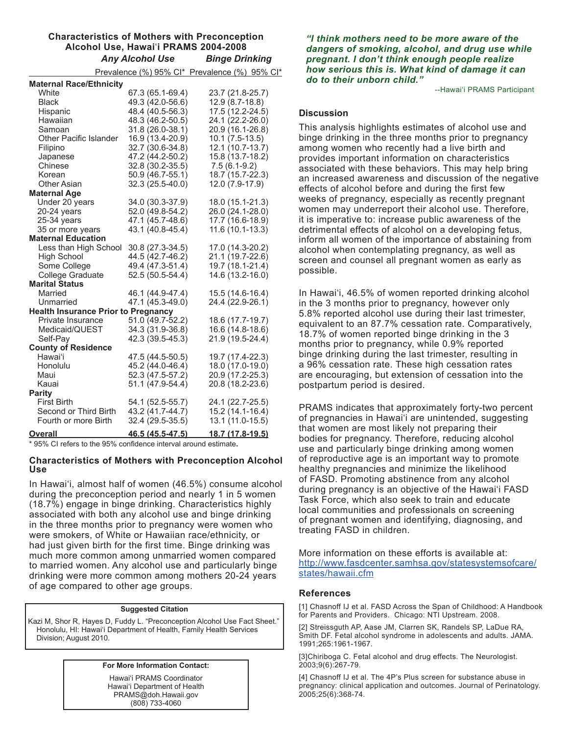### Characteristics of Mothers with Preconception Alcohol Use, Hawai'i PRAMS 2004-2008

| | Any Alcohol Use | Binge Drinking |
|---|---|---|
| | Prevalence (%) 95% CI* | Prevalence (%) 95% CI* |
| **Maternal Race/Ethnicity** | | |
| White | 67.3 (65.1-69.4) | 23.7 (21.8-25.7) |
| Black | 49.3 (42.0-56.6) | 12.9 (8.7-18.8) |
| Hispanic | 48.4 (40.5-56.3) | 17.5 (12.2-24.5) |
| Hawaiian | 48.3 (46.2-50.5) | 24.1 (22.2-26.0) |
| Samoan | 31.8 (26.0-38.1) | 20.9 (16.1-26.8) |
| Other Pacific Islander | 16.9 (13.4-20.9) | 10.1 (7.5-13.5) |
| Filipino | 32.7 (30.6-34.8) | 12.1 (10.7-13.7) |
| Japanese | 47.2 (44.2-50.2) | 15.8 (13.7-18.2) |
| Chinese | 32.8 (30.2-35.5) | 7.5 (6.1-9.2) |
| Korean | 50.9 (46.7-55.1) | 18.7 (15.7-22.3) |
| Other Asian | 32.3 (25.5-40.0) | 12.0 (7.9-17.9) |
| **Maternal Age** | | |
| Under 20 years | 34.0 (30.3-37.9) | 18.0 (15.1-21.3) |
| 20-24 years | 52.0 (49.8-54.2) | 26.0 (24.1-28.0) |
| 25-34 years | 47.1 (45.7-48.6) | 17.7 (16.6-18.9) |
| 35 or more years | 43.1 (40.8-45.4) | 11.6 (10.1-13.3) |
| **Maternal Education** | | |
| Less than High School | 30.8 (27.3-34.5) | 17.0 (14.3-20.2) |
| High School | 44.5 (42.7-46.2) | 21.1 (19.7-22.6) |
| Some College | 49.4 (47.3-51.4) | 19.7 (18.1-21.4) |
| College Graduate | 52.5 (50.5-54.4) | 14.6 (13.2-16.0) |
| **Marital Status** | | |
| Married | 46.1 (44.9-47.4) | 15.5 (14.6-16.4) |
| Unmarried | 47.1 (45.3-49.0) | 24.4 (22.9-26.1) |
| **Health Insurance Prior to Pregnancy** | | |
| Private Insurance | 51.0 (49.7-52.2) | 18.6 (17.7-19.7) |
| Medicaid/QUEST | 34.3 (31.9-36.8) | 16.6 (14.8-18.6) |
| Self-Pay | 42.3 (39.5-45.3) | 21.9 (19.5-24.4) |
| **County of Residence** | | |
| Hawai'i | 47.5 (44.5-50.5) | 19.7 (17.4-22.3) |
| Honolulu | 45.2 (44.0-46.4) | 18.0 (17.0-19.0) |
| Maui | 52.3 (47.5-57.2) | 20.9 (17.2-25.3) |
| Kauai | 51.1 (47.9-54.4) | 20.8 (18.2-23.6) |
| **Parity** | | |
| First Birth | 54.1 (52.5-55.7) | 24.1 (22.7-25.5) |
| Second or Third Birth | 43.2 (41.7-44.7) | 15.2 (14.1-16.4) |
| Fourth or more Birth | 32.4 (29.5-35.5) | 13.1 (11.0-15.5) |
| **Overall** | **46.5 (45.5-47.5)** | **18.7 (17.8-19.5)** |

\* 95% CI refers to the 95% confidence interval around estimate.

### Characteristics of Mothers with Preconception Alcohol Use

In Hawai'i, almost half of women (46.5%) consume alcohol during the preconception period and nearly 1 in 5 women (18.7%) engage in binge drinking. Characteristics highly associated with both any alcohol use and binge drinking in the three months prior to pregnancy were women who were smokers, of White or Hawaiian race/ethnicity, or had just given birth for the first time. Binge drinking was much more common among unmarried women compared to married women. Any alcohol use and particularly binge drinking were more common among mothers 20-24 years of age compared to other age groups.

**Suggested Citation**

Kazi M, Shor R, Hayes D, Fuddy L. "Preconception Alcohol Use Fact Sheet." Honolulu, HI: Hawai'i Department of Health, Family Health Services Division; August 2010.

**For More Information Contact:**

Hawai'i PRAMS Coordinator
Hawai'i Department of Health
PRAMS@doh.Hawaii.gov
(808) 733-4060

***"I think mothers need to be more aware of the dangers of smoking, alcohol, and drug use while pregnant. I don't think enough people realize how serious this is. What kind of damage it can do to their unborn child."***

--Hawai'i PRAMS Participant

### Discussion

This analysis highlights estimates of alcohol use and binge drinking in the three months prior to pregnancy among women who recently had a live birth and provides important information on characteristics associated with these behaviors. This may help bring an increased awareness and discussion of the negative effects of alcohol before and during the first few weeks of pregnancy, especially as recently pregnant women may underreport their alcohol use. Therefore, it is imperative to: increase public awareness of the detrimental effects of alcohol on a developing fetus, inform all women of the importance of abstaining from alcohol when contemplating pregnancy, as well as screen and counsel all pregnant women as early as possible.

In Hawai'i, 46.5% of women reported drinking alcohol in the 3 months prior to pregnancy, however only 5.8% reported alcohol use during their last trimester, equivalent to an 87.7% cessation rate. Comparatively, 18.7% of women reported binge drinking in the 3 months prior to pregnancy, while 0.9% reported binge drinking during the last trimester, resulting in a 96% cessation rate. These high cessation rates are encouraging, but extension of cessation into the postpartum period is desired.

PRAMS indicates that approximately forty-two percent of pregnancies in Hawai'i are unintended, suggesting that women are most likely not preparing their bodies for pregnancy. Therefore, reducing alcohol use and particularly binge drinking among women of reproductive age is an important way to promote healthy pregnancies and minimize the likelihood of FASD. Promoting abstinence from any alcohol during pregnancy is an objective of the Hawai'i FASD Task Force, which also seek to train and educate local communities and professionals on screening of pregnant women and identifying, diagnosing, and treating FASD in children.

More information on these efforts is available at: http://www.fasdcenter.samhsa.gov/statesystemsofcare/states/hawaii.cfm

### References

[1] Chasnoff IJ et al. FASD Across the Span of Childhood: A Handbook for Parents and Providers. Chicago: NTI Upstream. 2008.

[2] Streissguth AP, Aase JM, Clarren SK, Randels SP, LaDue RA, Smith DF. Fetal alcohol syndrome in adolescents and adults. JAMA. 1991;265:1961-1967.

[3]Chiriboga C. Fetal alcohol and drug effects. The Neurologist. 2003;9(6):267-79.

[4] Chasnoff IJ et al. The 4P's Plus screen for substance abuse in pregnancy: clinical application and outcomes. Journal of Perinatology. 2005;25(6):368-74.